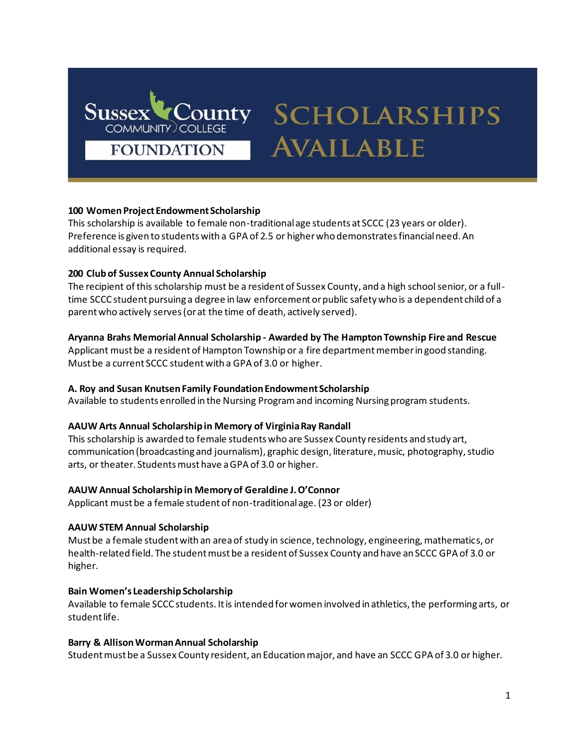# Sussex County Community College Foundation — Scholarships Available

**100 Women Project Endowment Scholarship**
This scholarship is available to female non-traditional age students at SCCC (23 years or older). Preference is given to students with a GPA of 2.5 or higher who demonstrates financial need. An additional essay is required.

**200 Club of Sussex County Annual Scholarship**
The recipient of this scholarship must be a resident of Sussex County, and a high school senior, or a full-time SCCC student pursuing a degree in law enforcement or public safety who is a dependent child of a parent who actively serves (or at the time of death, actively served).

**Aryanna Brahs Memorial Annual Scholarship - Awarded by The Hampton Township Fire and Rescue**
Applicant must be a resident of Hampton Township or a fire department member in good standing. Must be a current SCCC student with a GPA of 3.0 or higher.

**A. Roy and Susan Knutsen Family Foundation Endowment Scholarship**
Available to students enrolled in the Nursing Program and incoming Nursing program students.

**AAUW Arts Annual Scholarship in Memory of Virginia Ray Randall**
This scholarship is awarded to female students who are Sussex County residents and study art, communication (broadcasting and journalism), graphic design, literature, music, photography, studio arts, or theater. Students must have a GPA of 3.0 or higher.

**AAUW Annual Scholarship in Memory of Geraldine J. O'Connor**
Applicant must be a female student of non-traditional age. (23 or older)

**AAUW STEM Annual Scholarship**
Must be a female student with an area of study in science, technology, engineering, mathematics, or health-related field. The student must be a resident of Sussex County and have an SCCC GPA of 3.0 or higher.

**Bain Women's Leadership Scholarship**
Available to female SCCC students. It is intended for women involved in athletics, the performing arts, or student life.

**Barry & Allison Worman Annual Scholarship**
Student must be a Sussex County resident, an Education major, and have an SCCC GPA of 3.0 or higher.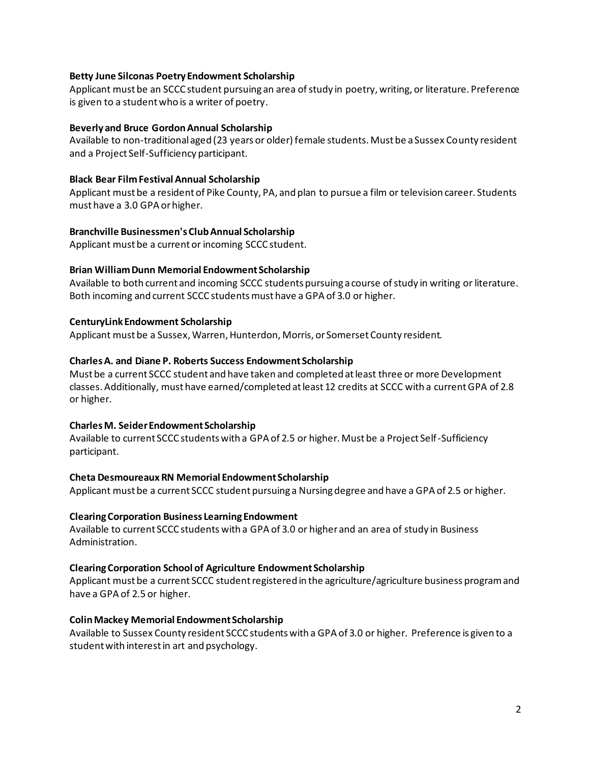**Betty June Silconas Poetry Endowment Scholarship**
Applicant must be an SCCC student pursuing an area of study in poetry, writing, or literature. Preference is given to a student who is a writer of poetry.

**Beverly and Bruce Gordon Annual Scholarship**
Available to non-traditional aged (23 years or older) female students. Must be a Sussex County resident and a Project Self-Sufficiency participant.

**Black Bear Film Festival Annual Scholarship**
Applicant must be a resident of Pike County, PA, and plan to pursue a film or television career. Students must have a 3.0 GPA or higher.

**Branchville Businessmen's Club Annual Scholarship**
Applicant must be a current or incoming SCCC student.

**Brian William Dunn Memorial Endowment Scholarship**
Available to both current and incoming SCCC students pursuing a course of study in writing or literature. Both incoming and current SCCC students must have a GPA of 3.0 or higher.

**CenturyLink Endowment Scholarship**
Applicant must be a Sussex, Warren, Hunterdon, Morris, or Somerset County resident.

**Charles A. and Diane P. Roberts Success Endowment Scholarship**
Must be a current SCCC student and have taken and completed at least three or more Development classes. Additionally, must have earned/completed at least 12 credits at SCCC with a current GPA of 2.8 or higher.

**Charles M. Seider Endowment Scholarship**
Available to current SCCC students with a GPA of 2.5 or higher. Must be a Project Self-Sufficiency participant.

**Cheta Desmoureaux RN Memorial Endowment Scholarship**
Applicant must be a current SCCC student pursuing a Nursing degree and have a GPA of 2.5 or higher.

**Clearing Corporation Business Learning Endowment**
Available to current SCCC students with a GPA of 3.0 or higher and an area of study in Business Administration.

**Clearing Corporation School of Agriculture Endowment Scholarship**
Applicant must be a current SCCC student registered in the agriculture/agriculture business program and have a GPA of 2.5 or higher.

**Colin Mackey Memorial Endowment Scholarship**
Available to Sussex County resident SCCC students with a GPA of 3.0 or higher. Preference is given to a student with interest in art and psychology.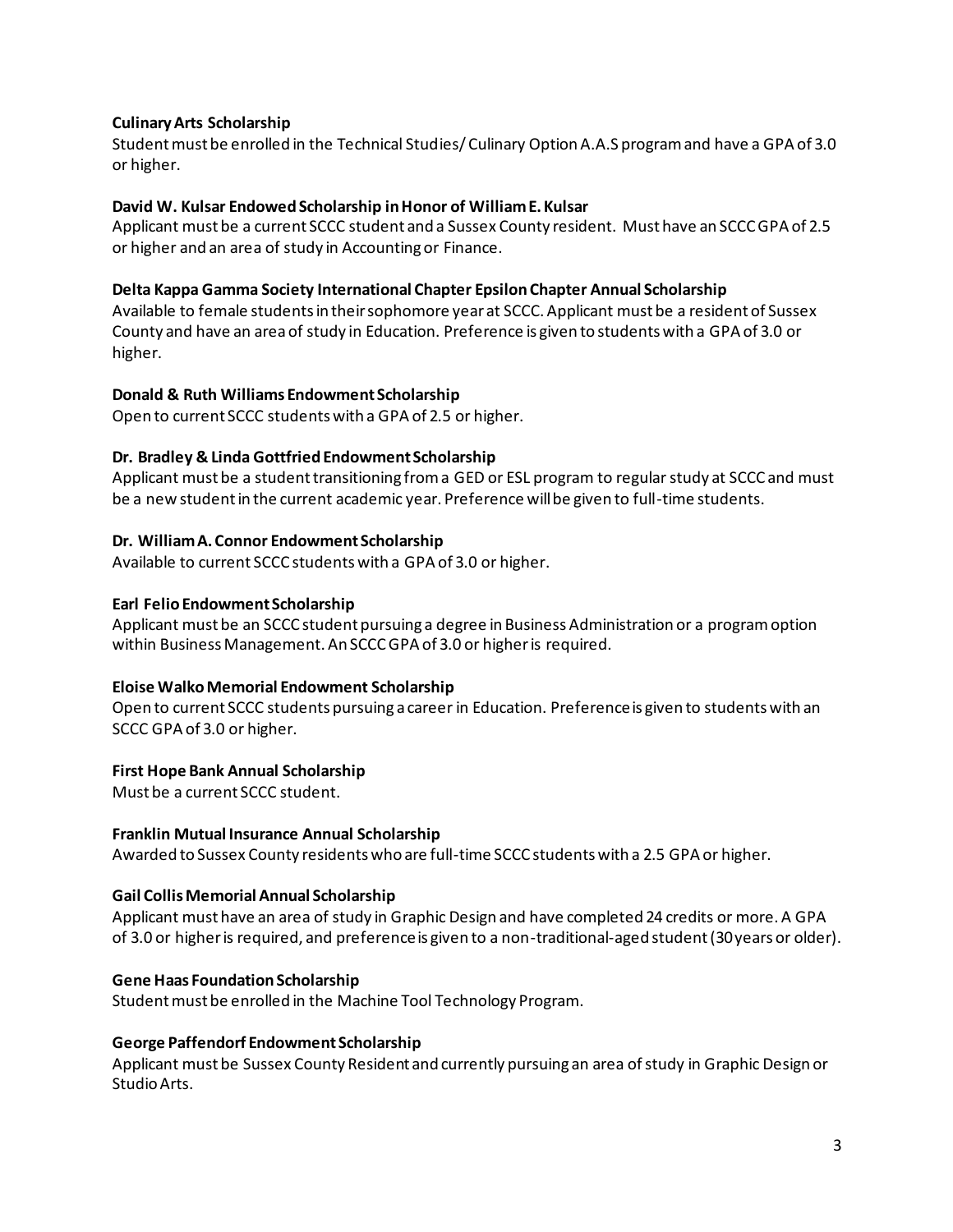**Culinary Arts Scholarship**

Student must be enrolled in the Technical Studies/ Culinary Option A.A.S program and have a GPA of 3.0 or higher.

**David W. Kulsar Endowed Scholarship in Honor of William E. Kulsar**

Applicant must be a current SCCC student and a Sussex County resident. Must have an SCCC GPA of 2.5 or higher and an area of study in Accounting or Finance.

**Delta Kappa Gamma Society International Chapter Epsilon Chapter Annual Scholarship**

Available to female students in their sophomore year at SCCC. Applicant must be a resident of Sussex County and have an area of study in Education. Preference is given to students with a GPA of 3.0 or higher.

**Donald & Ruth Williams Endowment Scholarship**

Open to current SCCC students with a GPA of 2.5 or higher.

**Dr. Bradley & Linda Gottfried Endowment Scholarship**

Applicant must be a student transitioning from a GED or ESL program to regular study at SCCC and must be a new student in the current academic year. Preference will be given to full-time students.

**Dr. William A. Connor Endowment Scholarship**

Available to current SCCC students with a GPA of 3.0 or higher.

**Earl Felio Endowment Scholarship**

Applicant must be an SCCC student pursuing a degree in Business Administration or a program option within Business Management. An SCCC GPA of 3.0 or higher is required.

**Eloise Walko Memorial Endowment Scholarship**

Open to current SCCC students pursuing a career in Education. Preference is given to students with an SCCC GPA of 3.0 or higher.

**First Hope Bank Annual Scholarship**

Must be a current SCCC student.

**Franklin Mutual Insurance Annual Scholarship**

Awarded to Sussex County residents who are full-time SCCC students with a 2.5 GPA or higher.

**Gail Collis Memorial Annual Scholarship**

Applicant must have an area of study in Graphic Design and have completed 24 credits or more. A GPA of 3.0 or higher is required, and preference is given to a non-traditional-aged student (30 years or older).

**Gene Haas Foundation Scholarship**

Student must be enrolled in the Machine Tool Technology Program.

**George Paffendorf Endowment Scholarship**

Applicant must be Sussex County Resident and currently pursuing an area of study in Graphic Design or Studio Arts.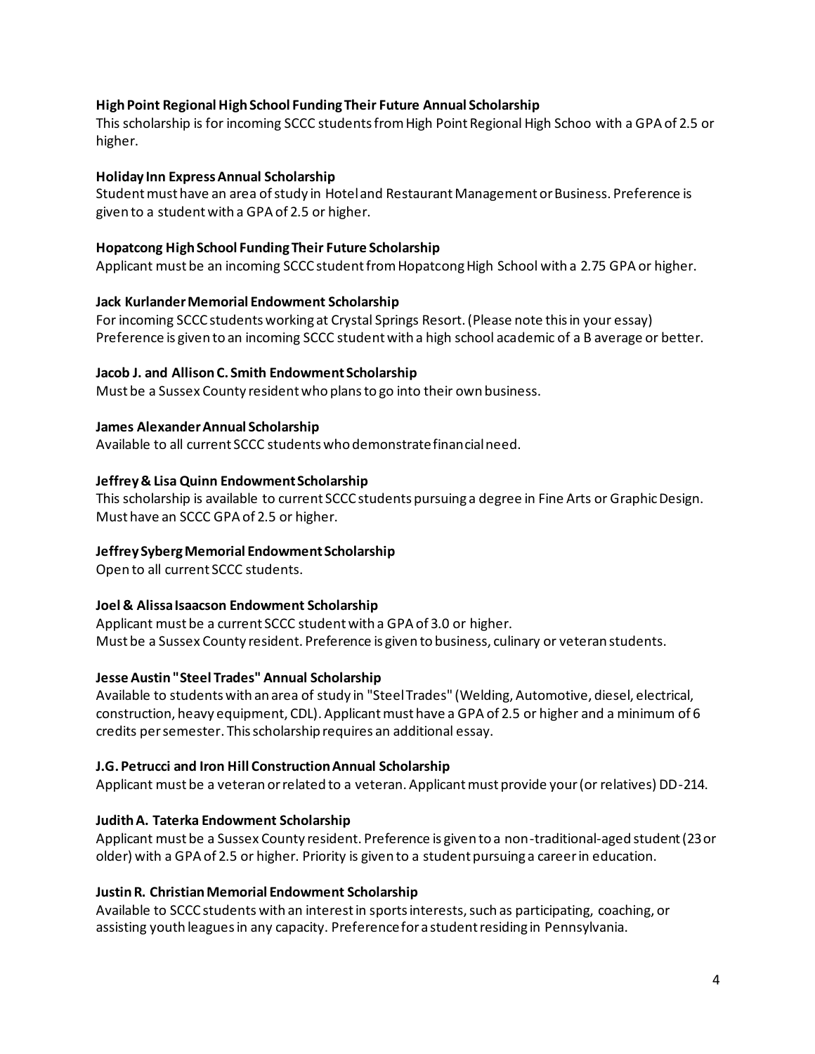**High Point Regional High School Funding Their Future Annual Scholarship**
This scholarship is for incoming SCCC students from High Point Regional High Schoo with a GPA of 2.5 or higher.

**Holiday Inn Express Annual Scholarship**
Student must have an area of study in Hotel and Restaurant Management or Business. Preference is given to a student with a GPA of 2.5 or higher.

**Hopatcong High School Funding Their Future Scholarship**
Applicant must be an incoming SCCC student from Hopatcong High School with a 2.75 GPA or higher.

**Jack Kurlander Memorial Endowment Scholarship**
For incoming SCCC students working at Crystal Springs Resort. (Please note this in your essay)
Preference is given to an incoming SCCC student with a high school academic of a B average or better.

**Jacob J. and Allison C. Smith Endowment Scholarship**
Must be a Sussex County resident who plans to go into their own business.

**James Alexander Annual Scholarship**
Available to all current SCCC students who demonstrate financial need.

**Jeffrey & Lisa Quinn Endowment Scholarship**
This scholarship is available to current SCCC students pursuing a degree in Fine Arts or Graphic Design. Must have an SCCC GPA of 2.5 or higher.

**Jeffrey Syberg Memorial Endowment Scholarship**
Open to all current SCCC students.

**Joel & Alissa Isaacson Endowment Scholarship**
Applicant must be a current SCCC student with a GPA of 3.0 or higher.
Must be a Sussex County resident. Preference is given to business, culinary or veteran students.

**Jesse Austin "Steel Trades" Annual Scholarship**
Available to students with an area of study in "Steel Trades" (Welding, Automotive, diesel, electrical, construction, heavy equipment, CDL). Applicant must have a GPA of 2.5 or higher and a minimum of 6 credits per semester. This scholarship requires an additional essay.

**J.G. Petrucci and Iron Hill Construction Annual Scholarship**
Applicant must be a veteran or related to a veteran. Applicant must provide your (or relatives) DD-214.

**Judith A. Taterka Endowment Scholarship**
Applicant must be a Sussex County resident. Preference is given to a non-traditional-aged student (23 or older) with a GPA of 2.5 or higher. Priority is given to a student pursuing a career in education.

**Justin R. Christian Memorial Endowment Scholarship**
Available to SCCC students with an interest in sports interests, such as participating, coaching, or assisting youth leagues in any capacity. Preference for a student residing in Pennsylvania.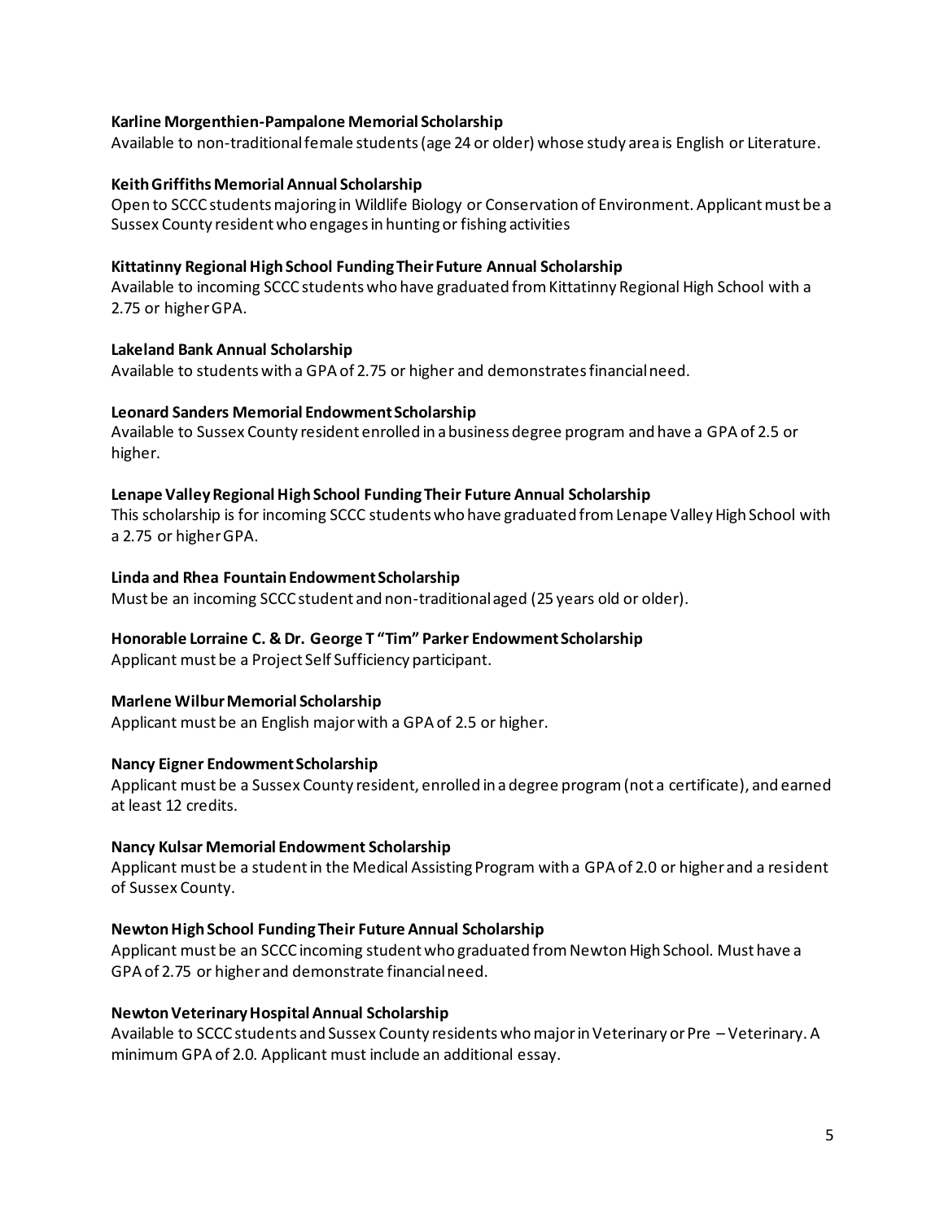**Karline Morgenthien-Pampalone Memorial Scholarship**
Available to non-traditional female students (age 24 or older) whose study area is English or Literature.

**Keith Griffiths Memorial Annual Scholarship**
Open to SCCC students majoring in Wildlife Biology or Conservation of Environment. Applicant must be a Sussex County resident who engages in hunting or fishing activities

**Kittatinny Regional High School Funding Their Future Annual Scholarship**
Available to incoming SCCC students who have graduated from Kittatinny Regional High School with a 2.75 or higher GPA.

**Lakeland Bank Annual Scholarship**
Available to students with a GPA of 2.75 or higher and demonstrates financial need.

**Leonard Sanders Memorial Endowment Scholarship**
Available to Sussex County resident enrolled in a business degree program and have a GPA of 2.5 or higher.

**Lenape Valley Regional High School Funding Their Future Annual Scholarship**
This scholarship is for incoming SCCC students who have graduated from Lenape Valley High School with a 2.75 or higher GPA.

**Linda and Rhea Fountain Endowment Scholarship**
Must be an incoming SCCC student and non-traditional aged (25 years old or older).

**Honorable Lorraine C. & Dr. George T "Tim" Parker Endowment Scholarship**
Applicant must be a Project Self Sufficiency participant.

**Marlene Wilbur Memorial Scholarship**
Applicant must be an English major with a GPA of 2.5 or higher.

**Nancy Eigner Endowment Scholarship**
Applicant must be a Sussex County resident, enrolled in a degree program (not a certificate), and earned at least 12 credits.

**Nancy Kulsar Memorial Endowment Scholarship**
Applicant must be a student in the Medical Assisting Program with a GPA of 2.0 or higher and a resident of Sussex County.

**Newton High School Funding Their Future Annual Scholarship**
Applicant must be an SCCC incoming student who graduated from Newton High School. Must have a GPA of 2.75 or higher and demonstrate financial need.

**Newton Veterinary Hospital Annual Scholarship**
Available to SCCC students and Sussex County residents who major in Veterinary or Pre – Veterinary. A minimum GPA of 2.0. Applicant must include an additional essay.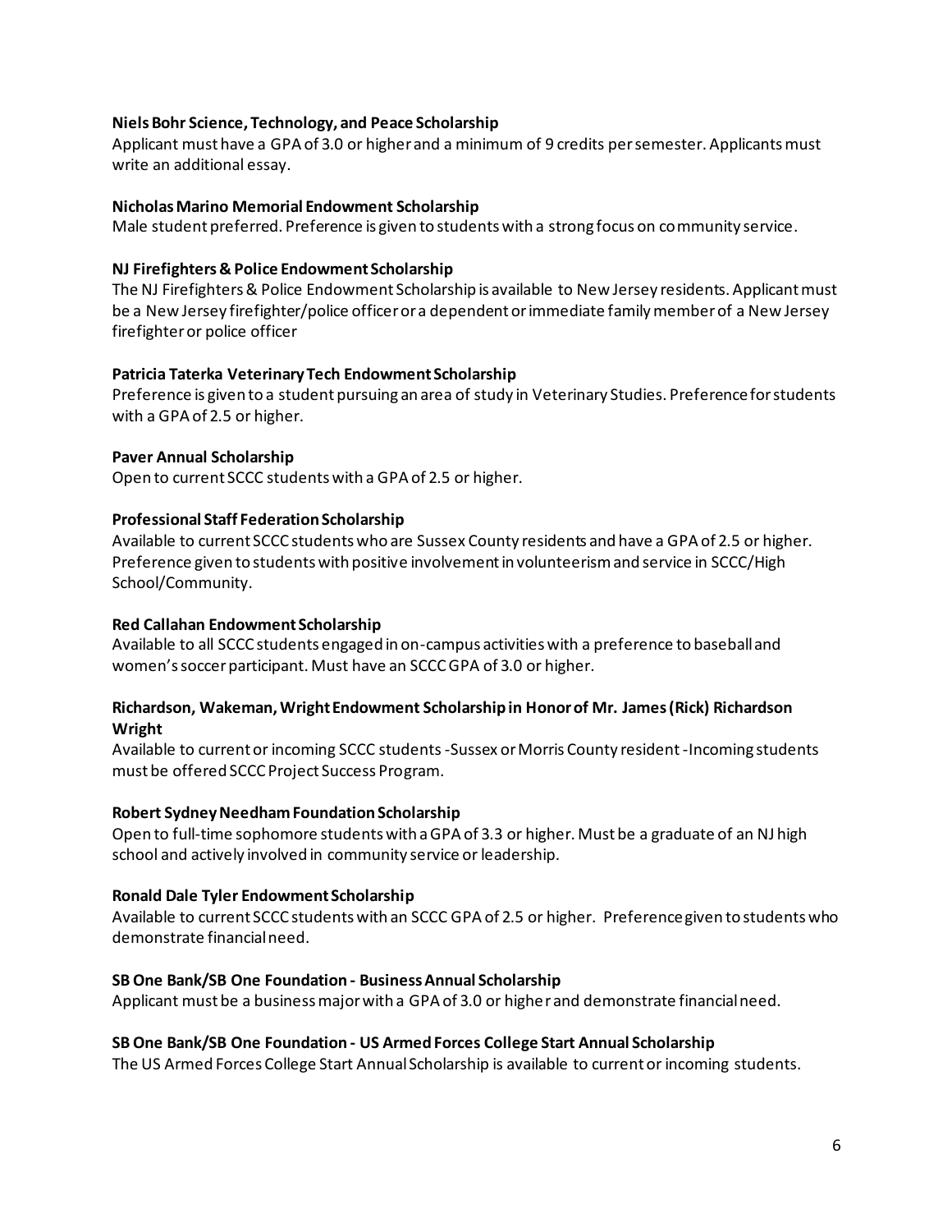**Niels Bohr Science, Technology, and Peace Scholarship**
Applicant must have a GPA of 3.0 or higher and a minimum of 9 credits per semester. Applicants must write an additional essay.

**Nicholas Marino Memorial Endowment Scholarship**
Male student preferred. Preference is given to students with a strong focus on community service.

**NJ Firefighters & Police Endowment Scholarship**
The NJ Firefighters & Police Endowment Scholarship is available to New Jersey residents. Applicant must be a New Jersey firefighter/police officer or a dependent or immediate family member of a New Jersey firefighter or police officer

**Patricia Taterka Veterinary Tech Endowment Scholarship**
Preference is given to a student pursuing an area of study in Veterinary Studies. Preference for students with a GPA of 2.5 or higher.

**Paver Annual Scholarship**
Open to current SCCC students with a GPA of 2.5 or higher.

**Professional Staff Federation Scholarship**
Available to current SCCC students who are Sussex County residents and have a GPA of 2.5 or higher. Preference given to students with positive involvement in volunteerism and service in SCCC/High School/Community.

**Red Callahan Endowment Scholarship**
Available to all SCCC students engaged in on-campus activities with a preference to baseball and women's soccer participant. Must have an SCCC GPA of 3.0 or higher.

**Richardson, Wakeman, Wright Endowment Scholarship in Honor of Mr. James (Rick) Richardson Wright**
Available to current or incoming SCCC students -Sussex or Morris County resident -Incoming students must be offered SCCC Project Success Program.

**Robert Sydney Needham Foundation Scholarship**
Open to full-time sophomore students with a GPA of 3.3 or higher. Must be a graduate of an NJ high school and actively involved in community service or leadership.

**Ronald Dale Tyler Endowment Scholarship**
Available to current SCCC students with an SCCC GPA of 2.5 or higher. Preference given to students who demonstrate financial need.

**SB One Bank/SB One Foundation - Business Annual Scholarship**
Applicant must be a business major with a GPA of 3.0 or higher and demonstrate financial need.

**SB One Bank/SB One Foundation - US Armed Forces College Start Annual Scholarship**
The US Armed Forces College Start Annual Scholarship is available to current or incoming students.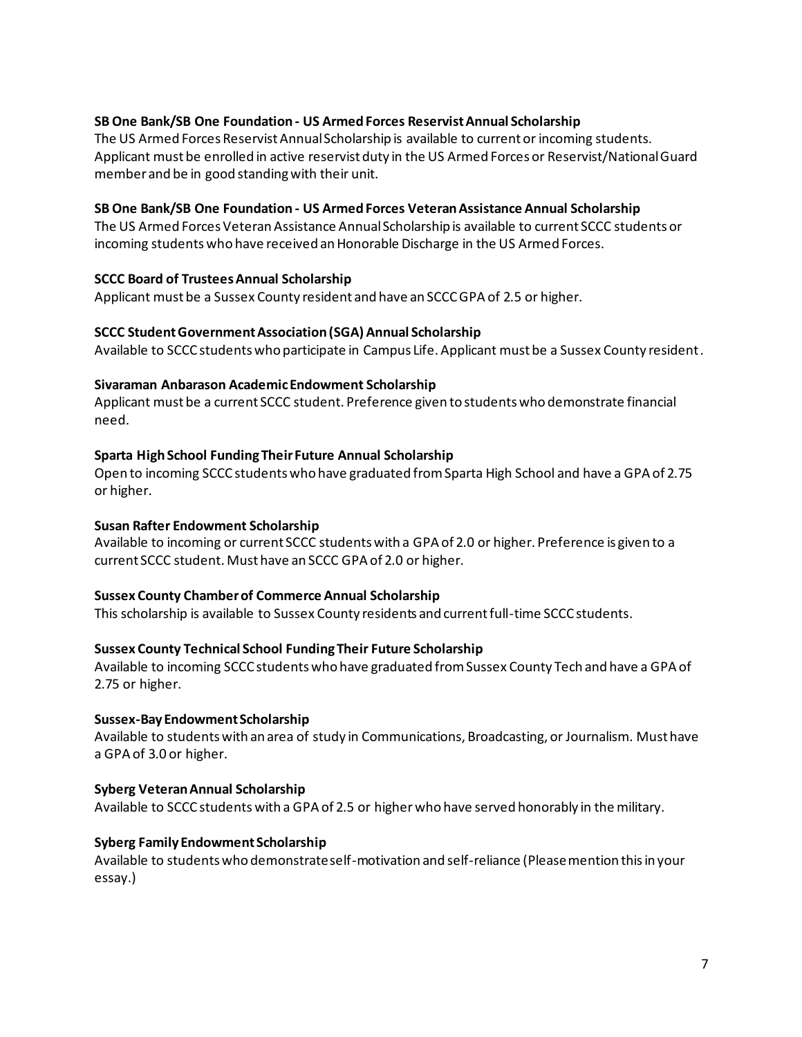**SB One Bank/SB One Foundation - US Armed Forces Reservist Annual Scholarship**
The US Armed Forces Reservist Annual Scholarship is available to current or incoming students. Applicant must be enrolled in active reservist duty in the US Armed Forces or Reservist/National Guard member and be in good standing with their unit.

**SB One Bank/SB One Foundation - US Armed Forces Veteran Assistance Annual Scholarship**
The US Armed Forces Veteran Assistance Annual Scholarship is available to current SCCC students or incoming students who have received an Honorable Discharge in the US Armed Forces.

**SCCC Board of Trustees Annual Scholarship**
Applicant must be a Sussex County resident and have an SCCC GPA of 2.5 or higher.

**SCCC Student Government Association (SGA) Annual Scholarship**
Available to SCCC students who participate in Campus Life. Applicant must be a Sussex County resident.

**Sivaraman Anbarason Academic Endowment Scholarship**
Applicant must be a current SCCC student. Preference given to students who demonstrate financial need.

**Sparta High School Funding Their Future Annual Scholarship**
Open to incoming SCCC students who have graduated from Sparta High School and have a GPA of 2.75 or higher.

**Susan Rafter Endowment Scholarship**
Available to incoming or current SCCC students with a GPA of 2.0 or higher. Preference is given to a current SCCC student. Must have an SCCC GPA of 2.0 or higher.

**Sussex County Chamber of Commerce Annual Scholarship**
This scholarship is available to Sussex County residents and current full-time SCCC students.

**Sussex County Technical School Funding Their Future Scholarship**
Available to incoming SCCC students who have graduated from Sussex County Tech and have a GPA of 2.75 or higher.

**Sussex-Bay Endowment Scholarship**
Available to students with an area of study in Communications, Broadcasting, or Journalism. Must have a GPA of 3.0 or higher.

**Syberg Veteran Annual Scholarship**
Available to SCCC students with a GPA of 2.5 or higher who have served honorably in the military.

**Syberg Family Endowment Scholarship**
Available to students who demonstrate self-motivation and self-reliance (Please mention this in your essay.)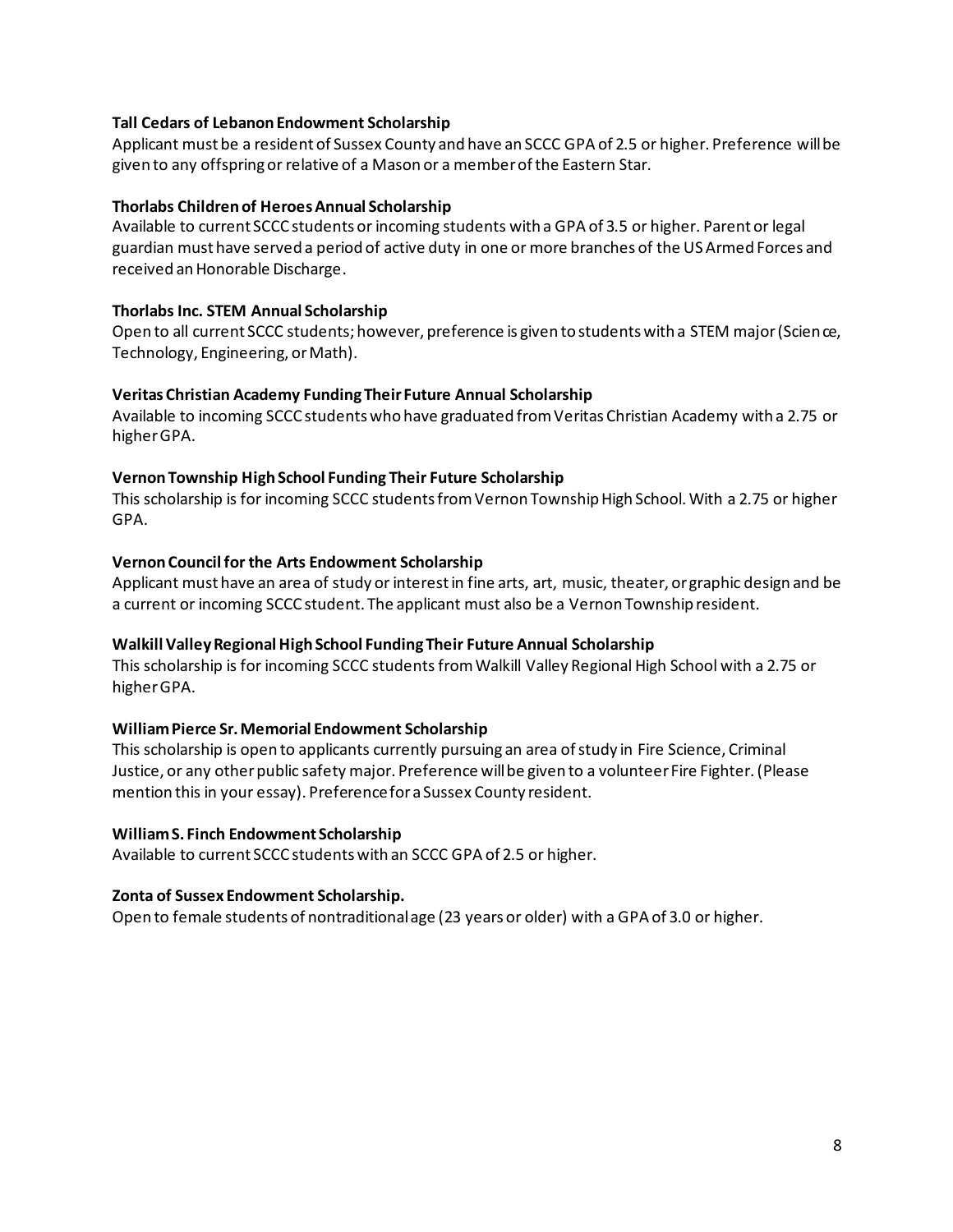**Tall Cedars of Lebanon Endowment Scholarship**
Applicant must be a resident of Sussex County and have an SCCC GPA of 2.5 or higher. Preference will be given to any offspring or relative of a Mason or a member of the Eastern Star.

**Thorlabs Children of Heroes Annual Scholarship**
Available to current SCCC students or incoming students with a GPA of 3.5 or higher. Parent or legal guardian must have served a period of active duty in one or more branches of the US Armed Forces and received an Honorable Discharge.

**Thorlabs Inc. STEM Annual Scholarship**
Open to all current SCCC students; however, preference is given to students with a STEM major (Science, Technology, Engineering, or Math).

**Veritas Christian Academy Funding Their Future Annual Scholarship**
Available to incoming SCCC students who have graduated from Veritas Christian Academy with a 2.75 or higher GPA.

**Vernon Township High School Funding Their Future Scholarship**
This scholarship is for incoming SCCC students from Vernon Township High School. With a 2.75 or higher GPA.

**Vernon Council for the Arts Endowment Scholarship**
Applicant must have an area of study or interest in fine arts, art, music, theater, or graphic design and be a current or incoming SCCC student. The applicant must also be a Vernon Township resident.

**Walkill Valley Regional High School Funding Their Future Annual Scholarship**
This scholarship is for incoming SCCC students from Walkill Valley Regional High School with a 2.75 or higher GPA.

**William Pierce Sr. Memorial Endowment Scholarship**
This scholarship is open to applicants currently pursuing an area of study in Fire Science, Criminal Justice, or any other public safety major. Preference will be given to a volunteer Fire Fighter. (Please mention this in your essay). Preference for a Sussex County resident.

**William S. Finch Endowment Scholarship**
Available to current SCCC students with an SCCC GPA of 2.5 or higher.

**Zonta of Sussex Endowment Scholarship.**
Open to female students of nontraditional age (23 years or older) with a GPA of 3.0 or higher.